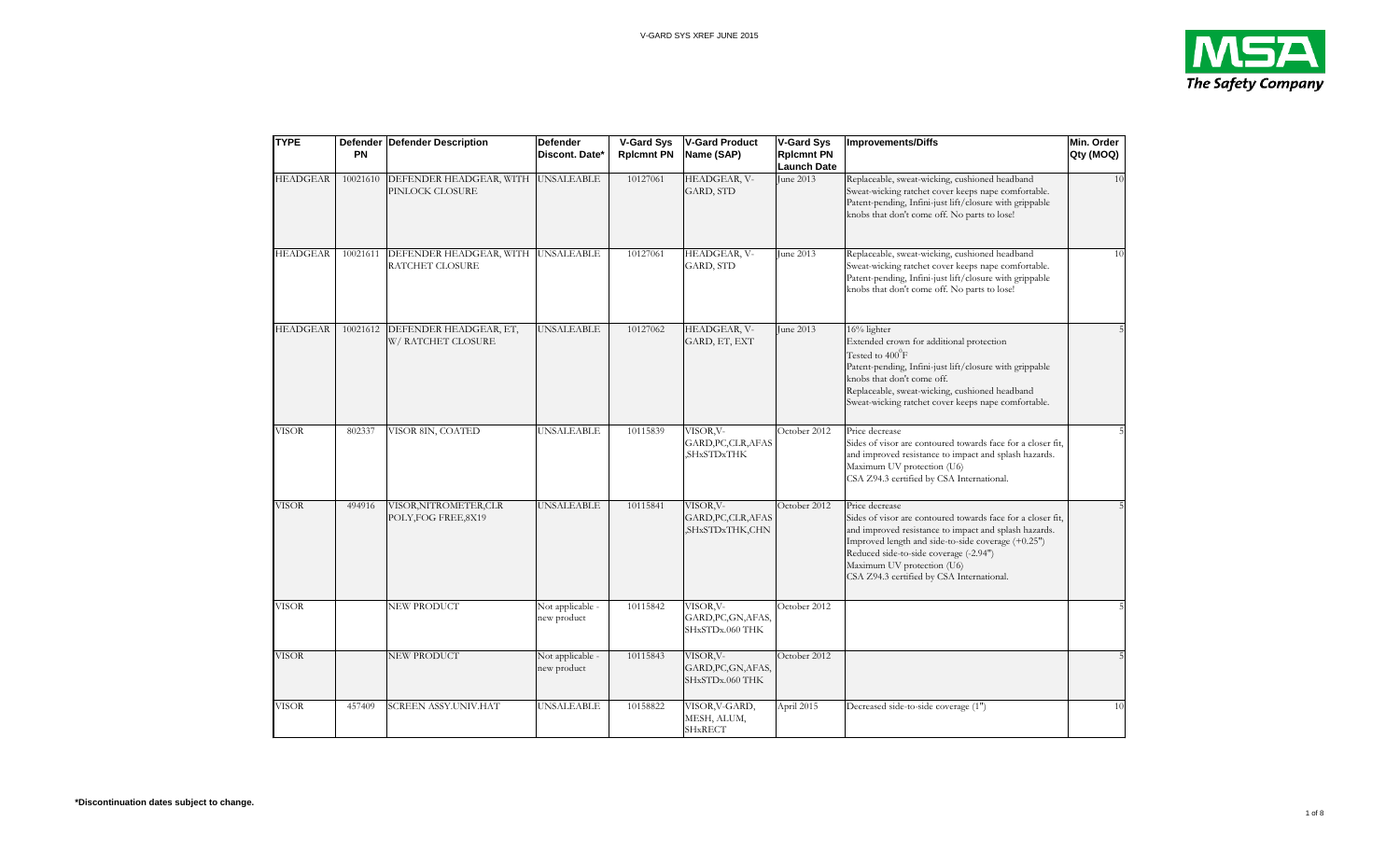| TYPE | Defender PN | Defender Description | Defender Discont. Date* | V-Gard Sys Rplcmnt PN | V-Gard Product Name (SAP) | V-Gard Sys Rplcmnt PN Launch Date | Improvements/Diffs | Min. Order Qty (MOQ) |
|---|---|---|---|---|---|---|---|---|
| HEADGEAR | 10021610 | DEFENDER HEADGEAR, WITH PINLOCK CLOSURE | UNSALEABLE | 10127061 | HEADGEAR, V-GARD, STD | June 2013 | Replaceable, sweat-wicking, cushioned headband<br>Sweat-wicking ratchet cover keeps nape comfortable.<br>Patent-pending, Infini-just lift/closure with grippable knobs that don't come off. No parts to lose! | 10 |
| HEADGEAR | 10021611 | DEFENDER HEADGEAR, WITH RATCHET CLOSURE | UNSALEABLE | 10127061 | HEADGEAR, V-GARD, STD | June 2013 | Replaceable, sweat-wicking, cushioned headband<br>Sweat-wicking ratchet cover keeps nape comfortable.<br>Patent-pending, Infini-just lift/closure with grippable knobs that don't come off. No parts to lose! | 10 |
| HEADGEAR | 10021612 | DEFENDER HEADGEAR, ET, W/ RATCHET CLOSURE | UNSALEABLE | 10127062 | HEADGEAR, V-GARD, ET, EXT | June 2013 | 16% lighter<br>Extended crown for additional protection<br>Tested to 400°F<br>Patent-pending, Infini-just lift/closure with grippable knobs that don't come off.<br>Replaceable, sweat-wicking, cushioned headband<br>Sweat-wicking ratchet cover keeps nape comfortable. | 5 |
| VISOR | 802337 | VISOR 8IN, COATED | UNSALEABLE | 10115839 | VISOR,V-GARD,PC,CLR,AFAS,SHxSTDxTHK | October 2012 | Price decrease<br>Sides of visor are contoured towards face for a closer fit, and improved resistance to impact and splash hazards.<br>Maximum UV protection (U6)<br>CSA Z94.3 certified by CSA International. | 5 |
| VISOR | 494916 | VISOR,NITROMETER,CLR POLY,FOG FREE,8X19 | UNSALEABLE | 10115841 | VISOR,V-GARD,PC,CLR,AFAS,SHxSTDxTHK,CHN | October 2012 | Price decrease<br>Sides of visor are contoured towards face for a closer fit, and improved resistance to impact and splash hazards.<br>Improved length and side-to-side coverage (+0.25")<br>Reduced side-to-side coverage (-2.94")<br>Maximum UV protection (U6)<br>CSA Z94.3 certified by CSA International. | 5 |
| VISOR | | NEW PRODUCT | Not applicable - new product | 10115842 | VISOR,V-GARD,PC,GN,AFAS,SHxSTDx.060 THK | October 2012 | | 5 |
| VISOR | | NEW PRODUCT | Not applicable - new product | 10115843 | VISOR,V-GARD,PC,GN,AFAS,SHxSTDx.060 THK | October 2012 | | 5 |
| VISOR | 457409 | SCREEN ASSY.UNIV.HAT | UNSALEABLE | 10158822 | VISOR,V-GARD, MESH, ALUM, SHxRECT | April 2015 | Decreased side-to-side coverage (1") | 10 |

**\*Discontinuation dates subject to change.**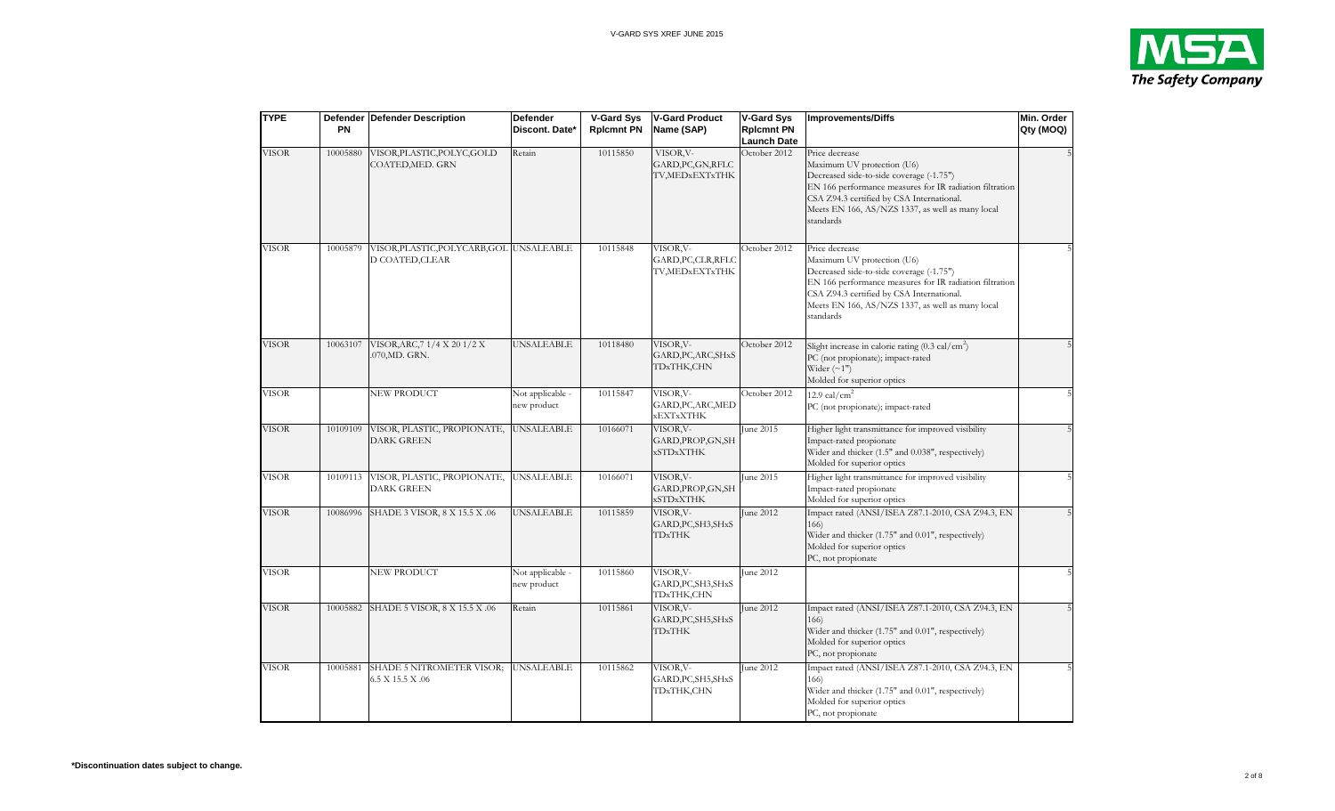| TYPE | Defender PN | Defender Description | Defender Discont. Date* | V-Gard Sys Rplcmnt PN | V-Gard Product Name (SAP) | V-Gard Sys Rplcmnt PN Launch Date | Improvements/Diffs | Min. Order Qty (MOQ) |
|---|---|---|---|---|---|---|---|---|
| VISOR | 10005880 | VISOR,PLASTIC,POLYC,GOLD COATED,MED. GRN | Retain | 10115850 | VISOR,V-GARD,PC,GN,RFLCTV,MEDxEXTxTHK | October 2012 | Price decrease<br>Maximum UV protection (U6)<br>Decreased side-to-side coverage (-1.75")<br>EN 166 performance measures for IR radiation filtration<br>CSA Z94.3 certified by CSA International.<br>Meets EN 166, AS/NZS 1337, as well as many local standards | 5 |
| VISOR | 10005879 | VISOR,PLASTIC,POLYCARB,GOLD COATED,CLEAR | UNSALEABLE | 10115848 | VISOR,V-GARD,PC,CLR,RFLCTV,MEDxEXTxTHK | October 2012 | Price decrease<br>Maximum UV protection (U6)<br>Decreased side-to-side coverage (-1.75")<br>EN 166 performance measures for IR radiation filtration<br>CSA Z94.3 certified by CSA International.<br>Meets EN 166, AS/NZS 1337, as well as many local standards | 5 |
| VISOR | 10063107 | VISOR,ARC,7 1/4 X 20 1/2 X .070,MD. GRN. | UNSALEABLE | 10118480 | VISOR,V-GARD,PC,ARC,SHxSTDxTHK,CHN | October 2012 | Slight increase in calorie rating (0.3 cal/cm$^2$)<br>PC (not propionate); impact-rated<br>Wider (~1")<br>Molded for superior optics | 5 |
| VISOR | | NEW PRODUCT | Not applicable - new product | 10115847 | VISOR,V-GARD,PC,ARC,MEDxEXTxTHK | October 2012 | 12.9 cal/cm$^2$<br>PC (not propionate); impact-rated | 5 |
| VISOR | 10109109 | VISOR, PLASTIC, PROPIONATE, DARK GREEN | UNSALEABLE | 10166071 | VISOR,V-GARD,PROP,GN,SHxSTDxTHK | June 2015 | Higher light transmittance for improved visibility<br>Impact-rated propionate<br>Wider and thicker (1.5" and 0.038", respectively)<br>Molded for superior optics | 5 |
| VISOR | 10109113 | VISOR, PLASTIC, PROPIONATE, DARK GREEN | UNSALEABLE | 10166071 | VISOR,V-GARD,PROP,GN,SHxSTDxTHK | June 2015 | Higher light transmittance for improved visibility<br>Impact-rated propionate<br>Molded for superior optics | 5 |
| VISOR | 10086996 | SHADE 3 VISOR, 8 X 15.5 X .06 | UNSALEABLE | 10115859 | VISOR,V-GARD,PC,SH3,SHxSTDxTHK | June 2012 | Impact rated (ANSI/ISEA Z87.1-2010, CSA Z94.3, EN 166)<br>Wider and thicker (1.75" and 0.01", respectively)<br>Molded for superior optics<br>PC, not propionate | 5 |
| VISOR | | NEW PRODUCT | Not applicable - new product | 10115860 | VISOR,V-GARD,PC,SH3,SHxSTDxTHK,CHN | June 2012 | | 5 |
| VISOR | 10005882 | SHADE 5 VISOR, 8 X 15.5 X .06 | Retain | 10115861 | VISOR,V-GARD,PC,SH5,SHxSTDxTHK | June 2012 | Impact rated (ANSI/ISEA Z87.1-2010, CSA Z94.3, EN 166)<br>Wider and thicker (1.75" and 0.01", respectively)<br>Molded for superior optics<br>PC, not propionate | 5 |
| VISOR | 10005881 | SHADE 5 NITROMETER VISOR; 6.5 X 15.5 X .06 | UNSALEABLE | 10115862 | VISOR,V-GARD,PC,SH5,SHxSTDxTHK,CHN | June 2012 | Impact rated (ANSI/ISEA Z87.1-2010, CSA Z94.3, EN 166)<br>Wider and thicker (1.75" and 0.01", respectively)<br>Molded for superior optics<br>PC, not propionate | 5 |

**\*Discontinuation dates subject to change.**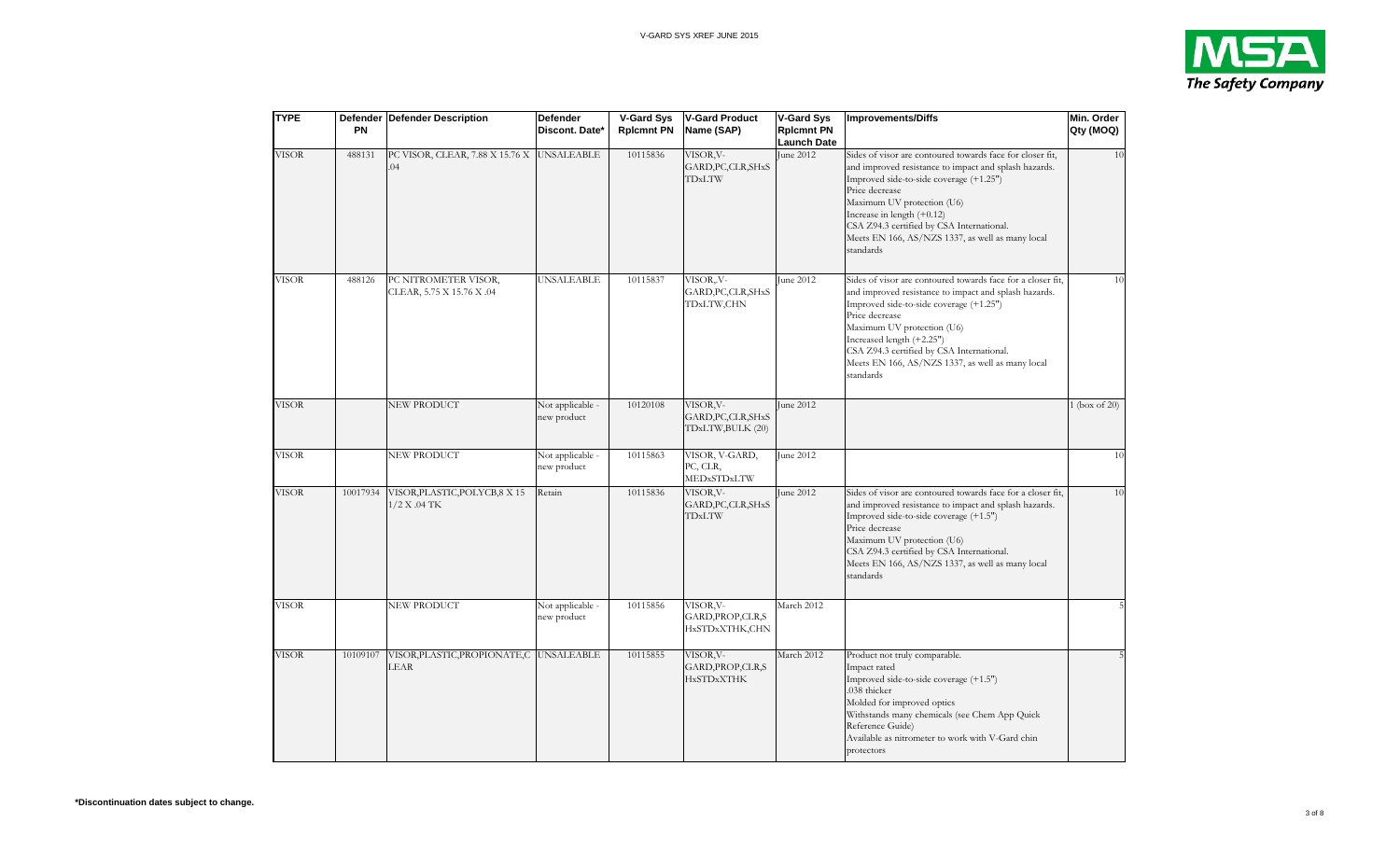| TYPE | Defender PN | Defender Description | Defender Discont. Date* | V-Gard Sys Rplcmnt PN | V-Gard Product Name (SAP) | V-Gard Sys Rplcmnt PN Launch Date | Improvements/Diffs | Min. Order Qty (MOQ) |
|---|---|---|---|---|---|---|---|---|
| VISOR | 488131 | PC VISOR, CLEAR, 7.88 X 15.76 X .04 | UNSALEABLE | 10115836 | VISOR,V-GARD,PC,CLR,SHxSTDxLTW | June 2012 | Sides of visor are contoured towards face for closer fit, and improved resistance to impact and splash hazards.<br>Improved side-to-side coverage (+1.25")<br>Price decrease<br>Maximum UV protection (U6)<br>Increase in length (+0.12)<br>CSA Z94.3 certified by CSA International.<br>Meets EN 166, AS/NZS 1337, as well as many local standards | 10 |
| VISOR | 488126 | PC NITROMETER VISOR, CLEAR, 5.75 X 15.76 X .04 | UNSALEABLE | 10115837 | VISOR,V-GARD,PC,CLR,SHxSTDxLTW,CHN | June 2012 | Sides of visor are contoured towards face for a closer fit, and improved resistance to impact and splash hazards.<br>Improved side-to-side coverage (+1.25")<br>Price decrease<br>Maximum UV protection (U6)<br>Increased length (+2.25")<br>CSA Z94.3 certified by CSA International.<br>Meets EN 166, AS/NZS 1337, as well as many local standards | 10 |
| VISOR | | NEW PRODUCT | Not applicable - new product | 10120108 | VISOR,V-GARD,PC,CLR,SHxSTDxLTW,BULK (20) | June 2012 | | 1 (box of 20) |
| VISOR | | NEW PRODUCT | Not applicable - new product | 10115863 | VISOR, V-GARD, PC, CLR, MEDxSTDxLTW | June 2012 | | 10 |
| VISOR | 10017934 | VISOR,PLASTIC,POLYCB,8 X 15 1/2 X .04 TK | Retain | 10115836 | VISOR,V-GARD,PC,CLR,SHxSTDxLTW | June 2012 | Sides of visor are contoured towards face for a closer fit, and improved resistance to impact and splash hazards.<br>Improved side-to-side coverage (+1.5")<br>Price decrease<br>Maximum UV protection (U6)<br>CSA Z94.3 certified by CSA International.<br>Meets EN 166, AS/NZS 1337, as well as many local standards | 10 |
| VISOR | | NEW PRODUCT | Not applicable - new product | 10115856 | VISOR,V-GARD,PROP,CLR,SHxSTDxXTHK,CHN | March 2012 | | 5 |
| VISOR | 10109107 | VISOR,PLASTIC,PROPIONATE,CLEAR | UNSALEABLE | 10115855 | VISOR,V-GARD,PROP,CLR,SHxSTDxXTHK | March 2012 | Product not truly comparable.<br>Impact rated<br>Improved side-to-side coverage (+1.5")<br>.038 thicker<br>Molded for improved optics<br>Withstands many chemicals (see Chem App Quick Reference Guide)<br>Available as nitrometer to work with V-Gard chin protectors | 5 |

**\*Discontinuation dates subject to change.**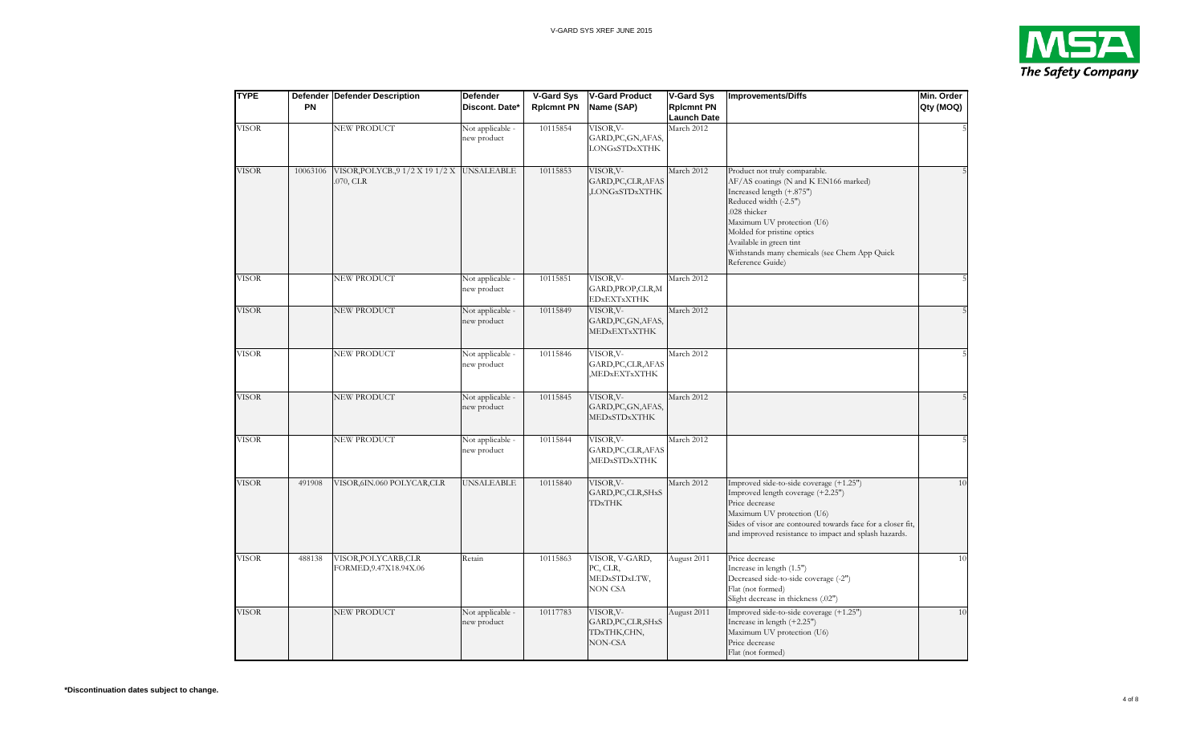| TYPE | Defender PN | Defender Description | Defender Discont. Date* | V-Gard Sys Rplcmnt PN | V-Gard Product Name (SAP) | V-Gard Sys Rplcmnt PN Launch Date | Improvements/Diffs | Min. Order Qty (MOQ) |
|---|---|---|---|---|---|---|---|---|
| VISOR | | NEW PRODUCT | Not applicable - new product | 10115854 | VISOR,V-GARD,PC,GN,AFAS,LONGxSTDxXTHK | March 2012 | | 5 |
| VISOR | 10063106 | VISOR,POLYCB.,9 1/2 X 19 1/2 X .070, CLR | UNSALEABLE | 10115853 | VISOR,V-GARD,PC,CLR,AFAS,LONGxSTDxXTHK | March 2012 | Product not truly comparable.<br>AF/AS coatings (N and K EN166 marked)<br>Increased length (+.875")<br>Reduced width (-2.5")<br>.028 thicker<br>Maximum UV protection (U6)<br>Molded for pristine optics<br>Available in green tint<br>Withstands many chemicals (see Chem App Quick Reference Guide) | 5 |
| VISOR | | NEW PRODUCT | Not applicable - new product | 10115851 | VISOR,V-GARD,PROP,CLR,MEDxEXTxXTHK | March 2012 | | 5 |
| VISOR | | NEW PRODUCT | Not applicable - new product | 10115849 | VISOR,V-GARD,PC,GN,AFAS,MEDxEXTxXTHK | March 2012 | | 5 |
| VISOR | | NEW PRODUCT | Not applicable - new product | 10115846 | VISOR,V-GARD,PC,CLR,AFAS,MEDxEXTxXTHK | March 2012 | | 5 |
| VISOR | | NEW PRODUCT | Not applicable - new product | 10115845 | VISOR,V-GARD,PC,GN,AFAS,MEDxSTDxXTHK | March 2012 | | 5 |
| VISOR | | NEW PRODUCT | Not applicable - new product | 10115844 | VISOR,V-GARD,PC,CLR,AFAS,MEDxSTDxXTHK | March 2012 | | 5 |
| VISOR | 491908 | VISOR,6IN.060 POLYCAR,CLR | UNSALEABLE | 10115840 | VISOR,V-GARD,PC,CLR,SHxSTDxTHK | March 2012 | Improved side-to-side coverage (+1.25")<br>Improved length coverage (+2.25")<br>Price decrease<br>Maximum UV protection (U6)<br>Sides of visor are contoured towards face for a closer fit, and improved resistance to impact and splash hazards. | 10 |
| VISOR | 488138 | VISOR,POLYCARB,CLR FORMED,9.47X18.94X.06 | Retain | 10115863 | VISOR, V-GARD, PC, CLR, MEDxSTDxLTW, NON CSA | August 2011 | Price decrease<br>Increase in length (1.5")<br>Decreased side-to-side coverage (-2")<br>Flat (not formed)<br>Slight decrease in thickness (.02") | 10 |
| VISOR | | NEW PRODUCT | Not applicable - new product | 10117783 | VISOR,V-GARD,PC,CLR,SHxSTDxTHK,CHN, NON-CSA | August 2011 | Improved side-to-side coverage (+1.25")<br>Increase in length (+2.25")<br>Maximum UV protection (U6)<br>Price decrease<br>Flat (not formed) | 10 |

**\*Discontinuation dates subject to change.**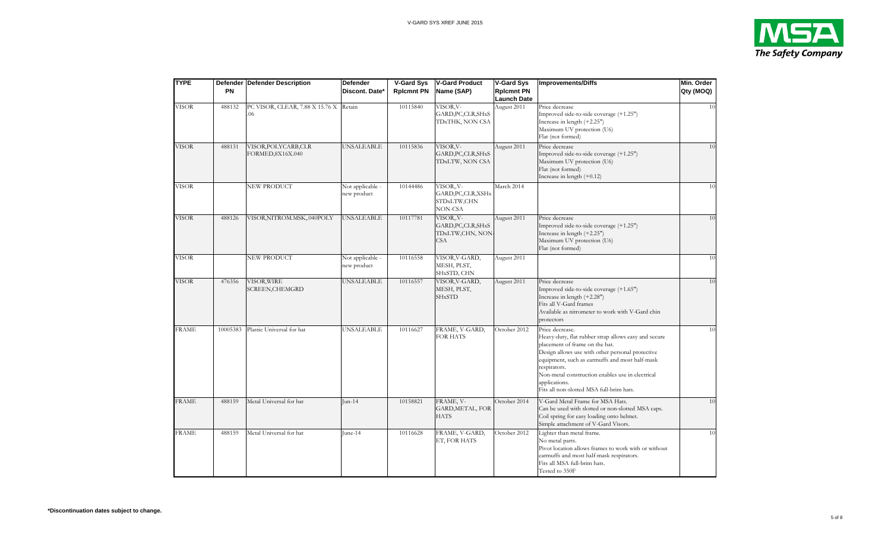| TYPE | Defender PN | Defender Description | Defender Discont. Date* | V-Gard Sys Rplcmnt PN | V-Gard Product Name (SAP) | V-Gard Sys Rplcmnt PN Launch Date | Improvements/Diffs | Min. Order Qty (MOQ) |
|---|---|---|---|---|---|---|---|---|
| VISOR | 488132 | PC VISOR, CLEAR, 7.88 X 15.76 X .06 | Retain | 10115840 | VISOR,V-GARD,PC,CLR,SHxSTDxTHK, NON CSA | August 2011 | Price decrease<br>Improved side-to-side coverage (+1.25")<br>Increase in length (+2.25")<br>Maximum UV protection (U6)<br>Flat (not formed) | 10 |
| VISOR | 488131 | VISOR,POLYCARB,CLR FORMED,8X16X.040 | UNSALEABLE | 10115836 | VISOR,V-GARD,PC,CLR,SHxSTDxLTW, NON CSA | August 2011 | Price decrease<br>Improved side-to-side coverage (+1.25")<br>Maximum UV protection (U6)<br>Flat (not formed)<br>Increase in length (+0.12) | 10 |
| VISOR | | NEW PRODUCT | Not applicable - new product | 10144486 | VISOR,,V-GARD,PC,CLR,XSHxSTDxLTW,CHN NON-CSA | March 2014 | | 10 |
| VISOR | 488126 | VISOR,NITROM.MSK,.040POLY | UNSALEABLE | 10117781 | VISOR,,V-GARD,PC,CLR,SHxSTDxLTW,CHN, NON-CSA | August 2011 | Price decrease<br>Improved side-to-side coverage (+1.25")<br>Increase in length (+2.25")<br>Maximum UV protection (U6)<br>Flat (not formed) | 10 |
| VISOR | | NEW PRODUCT | Not applicable - new product | 10116558 | VISOR,V-GARD, MESH, PLST, SHxSTD, CHN | August 2011 | | 10 |
| VISOR | 476356 | VISOR,WIRE SCREEN,CHEMGRD | UNSALEABLE | 10116557 | VISOR,V-GARD, MESH, PLST, SHxSTD | August 2011 | Price decrease<br>Improved side-to-side coverage (+1.65")<br>Increase in length (+2.28")<br>Fits all V-Gard frames<br>Available as nitrometer to work with V-Gard chin protectors | 10 |
| FRAME | 10005383 | Plastic Universal for hat | UNSALEABLE | 10116627 | FRAME, V-GARD, FOR HATS | October 2012 | Price decrease.<br>Heavy-duty, flat rubber strap allows easy and secure placement of frame on the hat.<br>Design allows use with other personal protective equipment, such as earmuffs and most half-mask respirators.<br>Non-metal construction enables use in electrical applications.<br>Fits all non-slotted MSA full-brim hats. | 10 |
| FRAME | 488159 | Metal Universal for hat | Jun-14 | 10158821 | FRAME, V-GARD,METAL, FOR HATS | October 2014 | V-Gard Metal Frame for MSA Hats.<br>Can be used with slotted or non-slotted MSA caps.<br>Coil spring for easy loading onto helmet.<br>Simple attachment of V-Gard Visors. | 10 |
| FRAME | 488159 | Metal Universal for hat | June-14 | 10116628 | FRAME, V-GARD, ET, FOR HATS | October 2012 | Lighter than metal frame.<br>No metal parts.<br>Pivot location allows frames to work with or without earmuffs and most half-mask respirators.<br>Fits all MSA full-brim hats.<br>Tested to 350F | 10 |

**\*Discontinuation dates subject to change.**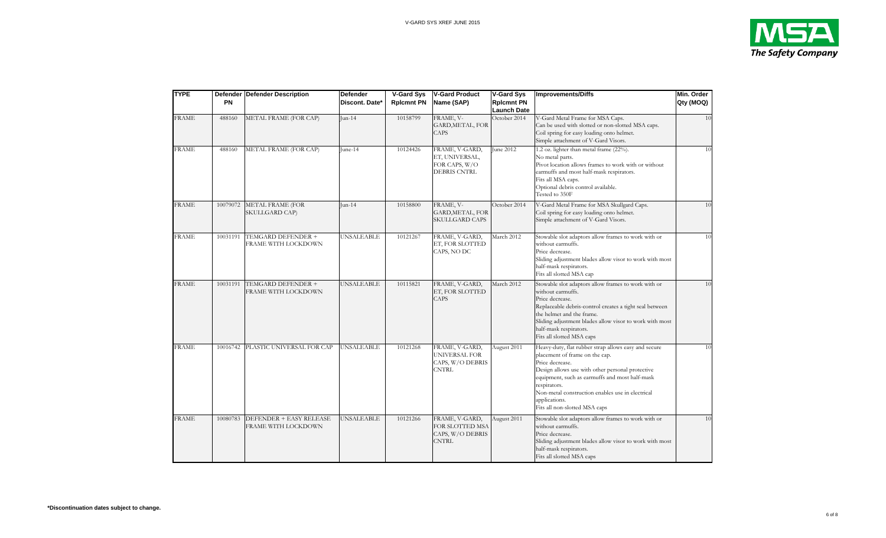| TYPE | Defender PN | Defender Description | Defender Discont. Date* | V-Gard Sys Rplcmnt PN | V-Gard Product Name (SAP) | V-Gard Sys Rplcmnt PN Launch Date | Improvements/Diffs | Min. Order Qty (MOQ) |
|---|---|---|---|---|---|---|---|---|
| FRAME | 488160 | METAL FRAME (FOR CAP) | Jun-14 | 10158799 | FRAME, V-GARD,METAL, FOR CAPS | October 2014 | V-Gard Metal Frame for MSA Caps.<br>Can be used with slotted or non-slotted MSA caps.<br>Coil spring for easy loading onto helmet.<br>Simple attachment of V-Gard Visors. | 10 |
| FRAME | 488160 | METAL FRAME (FOR CAP) | June-14 | 10124426 | FRAME, V-GARD, ET, UNIVERSAL, FOR CAPS, W/O DEBRIS CNTRL | June 2012 | 1.2 oz. lighter than metal frame (22%).<br>No metal parts.<br>Pivot location allows frames to work with or without earmuffs and most half-mask respirators.<br>Fits all MSA caps.<br>Optional debris control available.<br>Tested to 350F | 10 |
| FRAME | 10079072 | METAL FRAME (FOR SKULLGARD CAP) | Jun-14 | 10158800 | FRAME, V-GARD,METAL, FOR SKULLGARD CAPS | October 2014 | V-Gard Metal Frame for MSA Skullgard Caps.<br>Coil spring for easy loading onto helmet.<br>Simple attachment of V-Gard Visors. | 10 |
| FRAME | 10031191 | TEMGARD DEFENDER + FRAME WITH LOCKDOWN | UNSALEABLE | 10121267 | FRAME, V-GARD, ET, FOR SLOTTED CAPS, NO DC | March 2012 | Stowable slot adaptors allow frames to work with or without earmuffs.<br>Price decrease.<br>Sliding adjustment blades allow visor to work with most half-mask respirators.<br>Fits all slotted MSA cap | 10 |
| FRAME | 10031191 | TEMGARD DEFENDER + FRAME WITH LOCKDOWN | UNSALEABLE | 10115821 | FRAME, V-GARD, ET, FOR SLOTTED CAPS | March 2012 | Stowable slot adaptors allow frames to work with or without earmuffs.<br>Price decrease.<br>Replaceable debris-control creates a tight seal between the helmet and the frame.<br>Sliding adjustment blades allow visor to work with most half-mask respirators.<br>Fits all slotted MSA caps | 10 |
| FRAME | 10016742 | PLASTIC UNIVERSAL FOR CAP | UNSALEABLE | 10121268 | FRAME, V-GARD, UNIVERSAL FOR CAPS, W/O DEBRIS CNTRL | August 2011 | Heavy-duty, flat rubber strap allows easy and secure placement of frame on the cap.<br>Price decrease.<br>Design allows use with other personal protective equipment, such as earmuffs and most half-mask respirators.<br>Non-metal construction enables use in electrical applications.<br>Fits all non-slotted MSA caps | 10 |
| FRAME | 10080783 | DEFENDER + EASY RELEASE FRAME WITH LOCKDOWN | UNSALEABLE | 10121266 | FRAME, V-GARD, FOR SLOTTED MSA CAPS, W/O DEBRIS CNTRL | August 2011 | Stowable slot adaptors allow frames to work with or without earmuffs.<br>Price decrease.<br>Sliding adjustment blades allow visor to work with most half-mask respirators.<br>Fits all slotted MSA caps | 10 |

**\*Discontinuation dates subject to change.**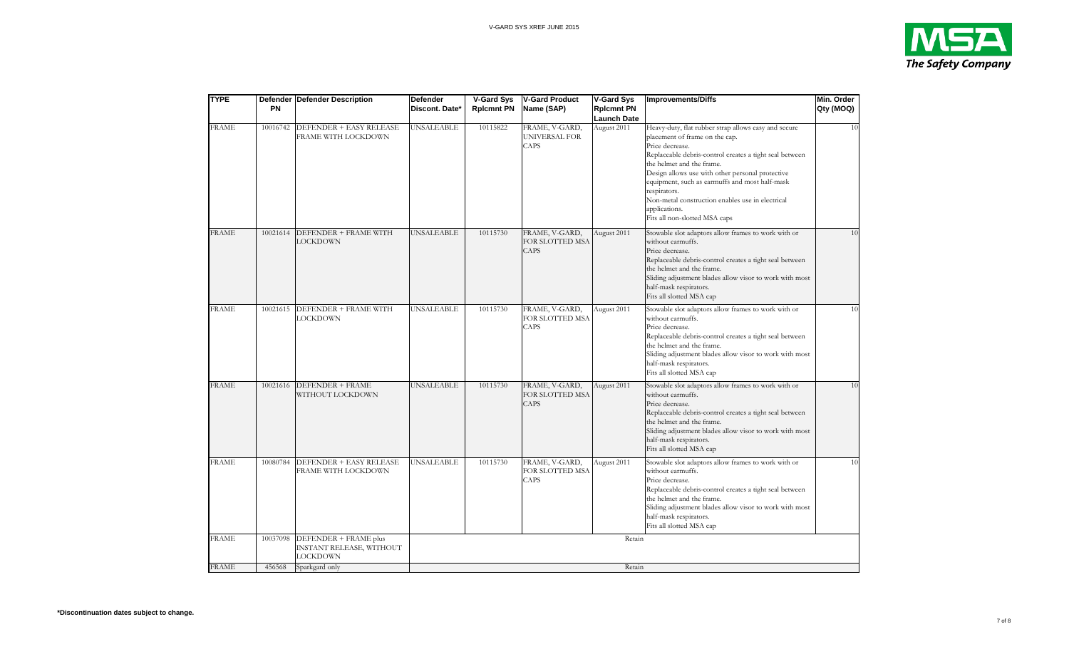| TYPE | Defender PN | Defender Description | Defender Discont. Date* | V-Gard Sys Rplcmnt PN | V-Gard Product Name (SAP) | V-Gard Sys Rplcmnt PN Launch Date | Improvements/Diffs | Min. Order Qty (MOQ) |
|---|---|---|---|---|---|---|---|---|
| FRAME | 10016742 | DEFENDER + EASY RELEASE FRAME WITH LOCKDOWN | UNSALEABLE | 10115822 | FRAME, V-GARD, UNIVERSAL FOR CAPS | August 2011 | Heavy-duty, flat rubber strap allows easy and secure placement of frame on the cap.<br>Price decrease.<br>Replaceable debris-control creates a tight seal between the helmet and the frame.<br>Design allows use with other personal protective equipment, such as earmuffs and most half-mask respirators.<br>Non-metal construction enables use in electrical applications.<br>Fits all non-slotted MSA caps | 10 |
| FRAME | 10021614 | DEFENDER + FRAME WITH LOCKDOWN | UNSALEABLE | 10115730 | FRAME, V-GARD, FOR SLOTTED MSA CAPS | August 2011 | Stowable slot adaptors allow frames to work with or without earmuffs.<br>Price decrease.<br>Replaceable debris-control creates a tight seal between the helmet and the frame.<br>Sliding adjustment blades allow visor to work with most half-mask respirators.<br>Fits all slotted MSA cap | 10 |
| FRAME | 10021615 | DEFENDER + FRAME WITH LOCKDOWN | UNSALEABLE | 10115730 | FRAME, V-GARD, FOR SLOTTED MSA CAPS | August 2011 | Stowable slot adaptors allow frames to work with or without earmuffs.<br>Price decrease.<br>Replaceable debris-control creates a tight seal between the helmet and the frame.<br>Sliding adjustment blades allow visor to work with most half-mask respirators.<br>Fits all slotted MSA cap | 10 |
| FRAME | 10021616 | DEFENDER + FRAME WITHOUT LOCKDOWN | UNSALEABLE | 10115730 | FRAME, V-GARD, FOR SLOTTED MSA CAPS | August 2011 | Stowable slot adaptors allow frames to work with or without earmuffs.<br>Price decrease.<br>Replaceable debris-control creates a tight seal between the helmet and the frame.<br>Sliding adjustment blades allow visor to work with most half-mask respirators.<br>Fits all slotted MSA cap | 10 |
| FRAME | 10080784 | DEFENDER + EASY RELEASE FRAME WITH LOCKDOWN | UNSALEABLE | 10115730 | FRAME, V-GARD, FOR SLOTTED MSA CAPS | August 2011 | Stowable slot adaptors allow frames to work with or without earmuffs.<br>Price decrease.<br>Replaceable debris-control creates a tight seal between the helmet and the frame.<br>Sliding adjustment blades allow visor to work with most half-mask respirators.<br>Fits all slotted MSA cap | 10 |
| FRAME | 10037098 | DEFENDER + FRAME plus INSTANT RELEASE, WITHOUT LOCKDOWN | Retain | | | | | |
| FRAME | 456568 | Sparkgard only | Retain | | | | | |

**\*Discontinuation dates subject to change.**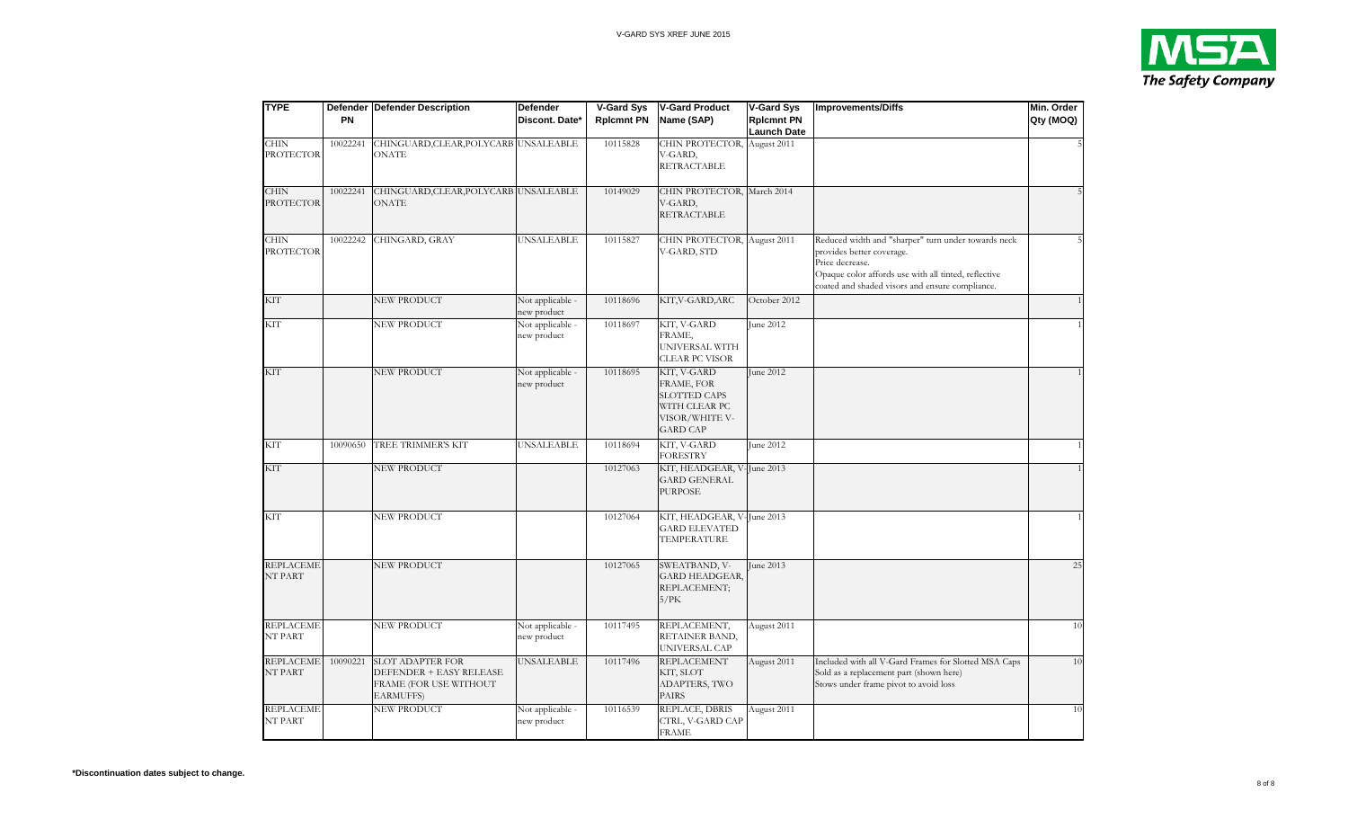| TYPE | Defender PN | Defender Description | Defender Discont. Date* | V-Gard Sys Rplcmnt PN | V-Gard Product Name (SAP) | V-Gard Sys Rplcmnt PN Launch Date | Improvements/Diffs | Min. Order Qty (MOQ) |
|---|---|---|---|---|---|---|---|---|
| CHIN PROTECTOR | 10022241 | CHINGUARD,CLEAR,POLYCARBONATE | UNSALEABLE | 10115828 | CHIN PROTECTOR, V-GARD, RETRACTABLE | August 2011 | | 5 |
| CHIN PROTECTOR | 10022241 | CHINGUARD,CLEAR,POLYCARBONATE | UNSALEABLE | 10149029 | CHIN PROTECTOR, V-GARD, RETRACTABLE | March 2014 | | 5 |
| CHIN PROTECTOR | 10022242 | CHINGARD, GRAY | UNSALEABLE | 10115827 | CHIN PROTECTOR, V-GARD, STD | August 2011 | Reduced width and "sharper" turn under towards neck provides better coverage.<br>Price decrease.<br>Opaque color affords use with all tinted, reflective coated and shaded visors and ensure compliance. | 5 |
| KIT | | NEW PRODUCT | Not applicable - new product | 10118696 | KIT,V-GARD,ARC | October 2012 | | 1 |
| KIT | | NEW PRODUCT | Not applicable - new product | 10118697 | KIT, V-GARD FRAME, UNIVERSAL WITH CLEAR PC VISOR | June 2012 | | 1 |
| KIT | | NEW PRODUCT | Not applicable - new product | 10118695 | KIT, V-GARD FRAME, FOR SLOTTED CAPS WITH CLEAR PC VISOR/WHITE V-GARD CAP | June 2012 | | 1 |
| KIT | 10090650 | TREE TRIMMER'S KIT | UNSALEABLE | 10118694 | KIT, V-GARD FORESTRY | June 2012 | | 1 |
| KIT | | NEW PRODUCT | | 10127063 | KIT, HEADGEAR, V-GARD GENERAL PURPOSE | June 2013 | | 1 |
| KIT | | NEW PRODUCT | | 10127064 | KIT, HEADGEAR, V-GARD ELEVATED TEMPERATURE | June 2013 | | 1 |
| REPLACEMENT PART | | NEW PRODUCT | | 10127065 | SWEATBAND, V-GARD HEADGEAR, REPLACEMENT; 5/PK | June 2013 | | 25 |
| REPLACEMENT PART | | NEW PRODUCT | Not applicable - new product | 10117495 | REPLACEMENT, RETAINER BAND, UNIVERSAL CAP | August 2011 | | 10 |
| REPLACEMENT PART | 10090221 | SLOT ADAPTER FOR DEFENDER + EASY RELEASE FRAME (FOR USE WITHOUT EARMUFFS) | UNSALEABLE | 10117496 | REPLACEMENT KIT, SLOT ADAPTERS, TWO PAIRS | August 2011 | Included with all V-Gard Frames for Slotted MSA Caps<br>Sold as a replacement part (shown here)<br>Stows under frame pivot to avoid loss | 10 |
| REPLACEMENT PART | | NEW PRODUCT | Not applicable - new product | 10116539 | REPLACE, DBRIS CTRL, V-GARD CAP FRAME | August 2011 | | 10 |

**\*Discontinuation dates subject to change.**